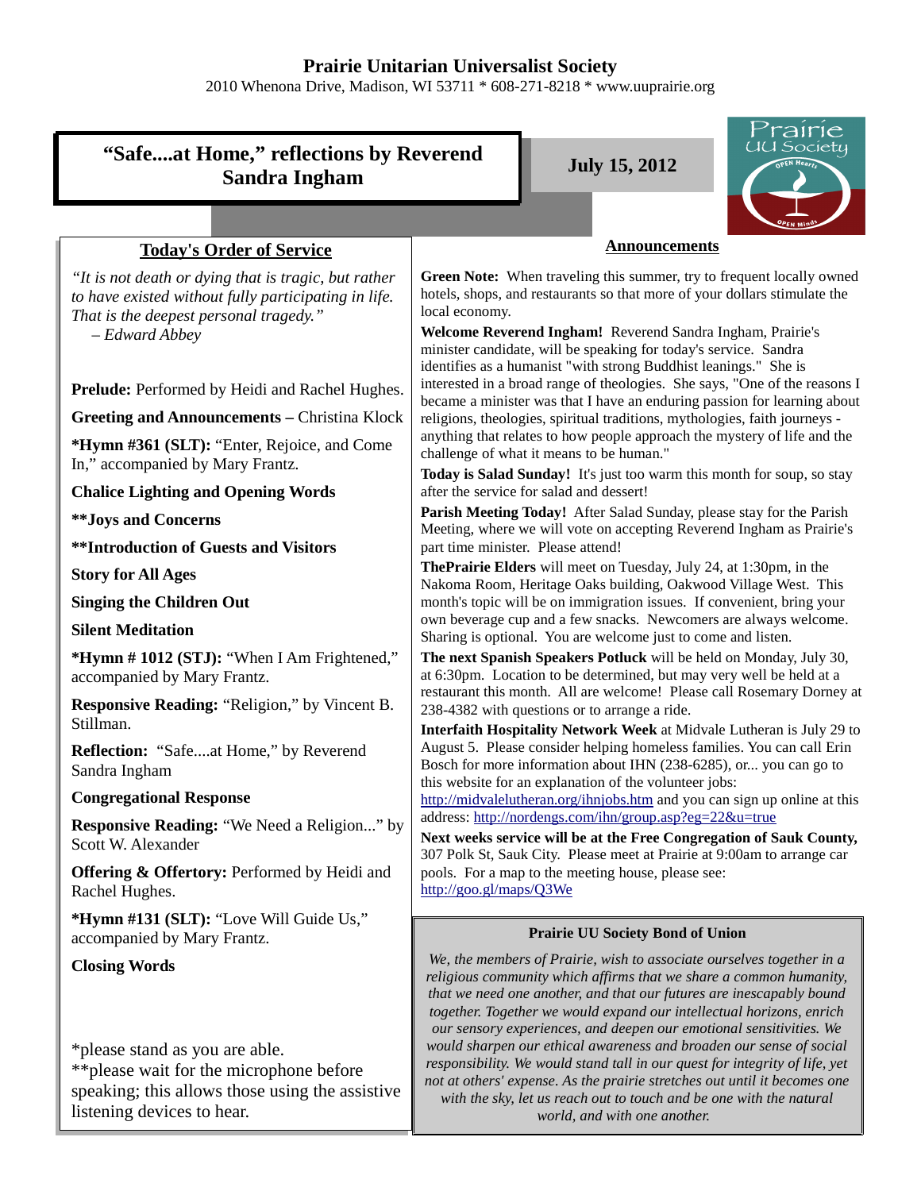# Prairie Unitarian Universalist Society

2010 Whenona Drive, Madison, WI 53711 * 608-271-8218 * www.uuprairie.org

## "Safe....at Home," reflections by Reverend Sandra Ingham

**July 15, 2012**

Prairie UU Society — OPEN Hearts — OPEN Minds

## Today's Order of Service

*"It is not death or dying that is tragic, but rather to have existed without fully participating in life. That is the deepest personal tragedy."*
*– Edward Abbey*

**Prelude:** Performed by Heidi and Rachel Hughes.

**Greeting and Announcements –** Christina Klock

**\*Hymn #361 (SLT):** "Enter, Rejoice, and Come In," accompanied by Mary Frantz.

**Chalice Lighting and Opening Words**

**\*\*Joys and Concerns**

**\*\*Introduction of Guests and Visitors**

**Story for All Ages**

**Singing the Children Out**

**Silent Meditation**

**\*Hymn # 1012 (STJ):** "When I Am Frightened," accompanied by Mary Frantz.

**Responsive Reading:** "Religion," by Vincent B. Stillman.

**Reflection:** "Safe....at Home," by Reverend Sandra Ingham

**Congregational Response**

**Responsive Reading:** "We Need a Religion..." by Scott W. Alexander

**Offering & Offertory:** Performed by Heidi and Rachel Hughes.

**\*Hymn #131 (SLT):** "Love Will Guide Us," accompanied by Mary Frantz.

**Closing Words**

\*please stand as you are able.
\*\*please wait for the microphone before speaking; this allows those using the assistive listening devices to hear.

## Announcements

**Green Note:** When traveling this summer, try to frequent locally owned hotels, shops, and restaurants so that more of your dollars stimulate the local economy.

**Welcome Reverend Ingham!** Reverend Sandra Ingham, Prairie's minister candidate, will be speaking for today's service. Sandra identifies as a humanist "with strong Buddhist leanings." She is interested in a broad range of theologies. She says, "One of the reasons I became a minister was that I have an enduring passion for learning about religions, theologies, spiritual traditions, mythologies, faith journeys - anything that relates to how people approach the mystery of life and the challenge of what it means to be human."

**Today is Salad Sunday!** It's just too warm this month for soup, so stay after the service for salad and dessert!

**Parish Meeting Today!** After Salad Sunday, please stay for the Parish Meeting, where we will vote on accepting Reverend Ingham as Prairie's part time minister. Please attend!

**ThePrairie Elders** will meet on Tuesday, July 24, at 1:30pm, in the Nakoma Room, Heritage Oaks building, Oakwood Village West. This month's topic will be on immigration issues. If convenient, bring your own beverage cup and a few snacks. Newcomers are always welcome. Sharing is optional. You are welcome just to come and listen.

**The next Spanish Speakers Potluck** will be held on Monday, July 30, at 6:30pm. Location to be determined, but may very well be held at a restaurant this month. All are welcome! Please call Rosemary Dorney at 238-4382 with questions or to arrange a ride.

**Interfaith Hospitality Network Week** at Midvale Lutheran is July 29 to August 5. Please consider helping homeless families. You can call Erin Bosch for more information about IHN (238-6285), or... you can go to this website for an explanation of the volunteer jobs: http://midvalelutheran.org/ihnjobs.htm and you can sign up online at this address: http://nordengs.com/ihn/group.asp?eg=22&u=true

**Next weeks service will be at the Free Congregation of Sauk County,** 307 Polk St, Sauk City. Please meet at Prairie at 9:00am to arrange car pools. For a map to the meeting house, please see: http://goo.gl/maps/Q3We

### Prairie UU Society Bond of Union

*We, the members of Prairie, wish to associate ourselves together in a religious community which affirms that we share a common humanity, that we need one another, and that our futures are inescapably bound together. Together we would expand our intellectual horizons, enrich our sensory experiences, and deepen our emotional sensitivities. We would sharpen our ethical awareness and broaden our sense of social responsibility. We would stand tall in our quest for integrity of life, yet not at others' expense. As the prairie stretches out until it becomes one with the sky, let us reach out to touch and be one with the natural world, and with one another.*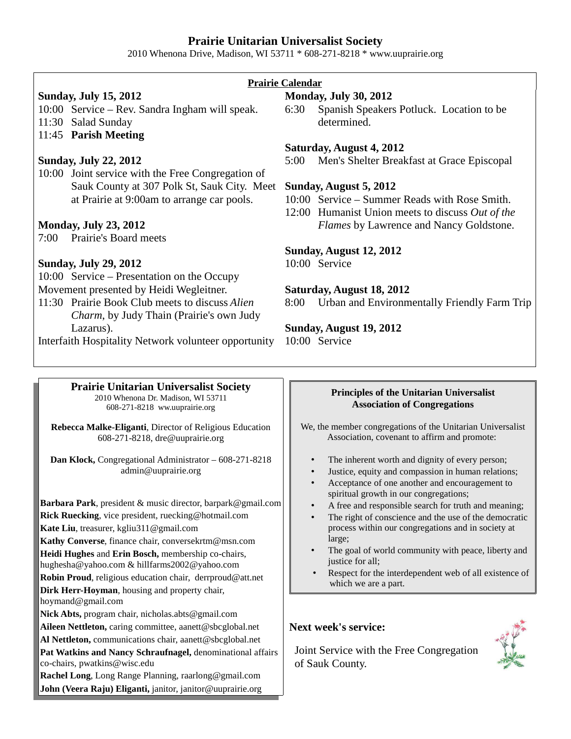# Prairie Unitarian Universalist Society

2010 Whenona Drive, Madison, WI 53711 * 608-271-8218 * www.uuprairie.org

## Prairie Calendar

**Sunday, July 15, 2012**

10:00 Service – Rev. Sandra Ingham will speak.
11:30 Salad Sunday
11:45 **Parish Meeting**

**Sunday, July 22, 2012**

10:00 Joint service with the Free Congregation of Sauk County at 307 Polk St, Sauk City. Meet at Prairie at 9:00am to arrange car pools.

**Monday, July 23, 2012**

7:00 Prairie's Board meets

**Sunday, July 29, 2012**

10:00 Service – Presentation on the Occupy Movement presented by Heidi Wegleitner.
11:30 Prairie Book Club meets to discuss *Alien Charm*, by Judy Thain (Prairie's own Judy Lazarus).
Interfaith Hospitality Network volunteer opportunity

**Monday, July 30, 2012**

6:30 Spanish Speakers Potluck. Location to be determined.

**Saturday, August 4, 2012**

5:00 Men's Shelter Breakfast at Grace Episcopal

**Sunday, August 5, 2012**

10:00 Service – Summer Reads with Rose Smith.
12:00 Humanist Union meets to discuss *Out of the Flames* by Lawrence and Nancy Goldstone.

**Sunday, August 12, 2012**

10:00 Service

**Saturday, August 18, 2012**

8:00 Urban and Environmentally Friendly Farm Trip

**Sunday, August 19, 2012**

10:00 Service

---

**Prairie Unitarian Universalist Society**
2010 Whenona Dr. Madison, WI 53711
608-271-8218 ww.uuprairie.org

**Rebecca Malke-Eliganti**, Director of Religious Education
608-271-8218, dre@uuprairie.org

**Dan Klock,** Congregational Administrator – 608-271-8218
admin@uuprairie.org

**Barbara Park**, president & music director, barpark@gmail.com
**Rick Ruecking**, vice president, ruecking@hotmail.com
**Kate Liu**, treasurer, kgliu311@gmail.com
**Kathy Converse**, finance chair, conversekrtm@msn.com
**Heidi Hughes** and **Erin Bosch,** membership co-chairs, hughesha@yahoo.com & hillfarms2002@yahoo.com
**Robin Proud**, religious education chair, derrproud@att.net
**Dirk Herr-Hoyman**, housing and property chair, hoymand@gmail.com
**Nick Abts,** program chair, nicholas.abts@gmail.com
**Aileen Nettleton,** caring committee, aanett@sbcglobal.net
**Al Nettleton,** communications chair, aanett@sbcglobal.net
**Pat Watkins and Nancy Schraufnagel,** denominational affairs co-chairs, pwatkins@wisc.edu
**Rachel Long**, Long Range Planning, raarlong@gmail.com
**John (Veera Raju) Eliganti,** janitor, janitor@uuprairie.org

---

**Principles of the Unitarian Universalist Association of Congregations**

We, the member congregations of the Unitarian Universalist Association, covenant to affirm and promote:

- The inherent worth and dignity of every person;
- Justice, equity and compassion in human relations;
- Acceptance of one another and encouragement to spiritual growth in our congregations;
- A free and responsible search for truth and meaning;
- The right of conscience and the use of the democratic process within our congregations and in society at large;
- The goal of world community with peace, liberty and justice for all;
- Respect for the interdependent web of all existence of which we are a part.

**Next week's service:**

Joint Service with the Free Congregation of Sauk County.